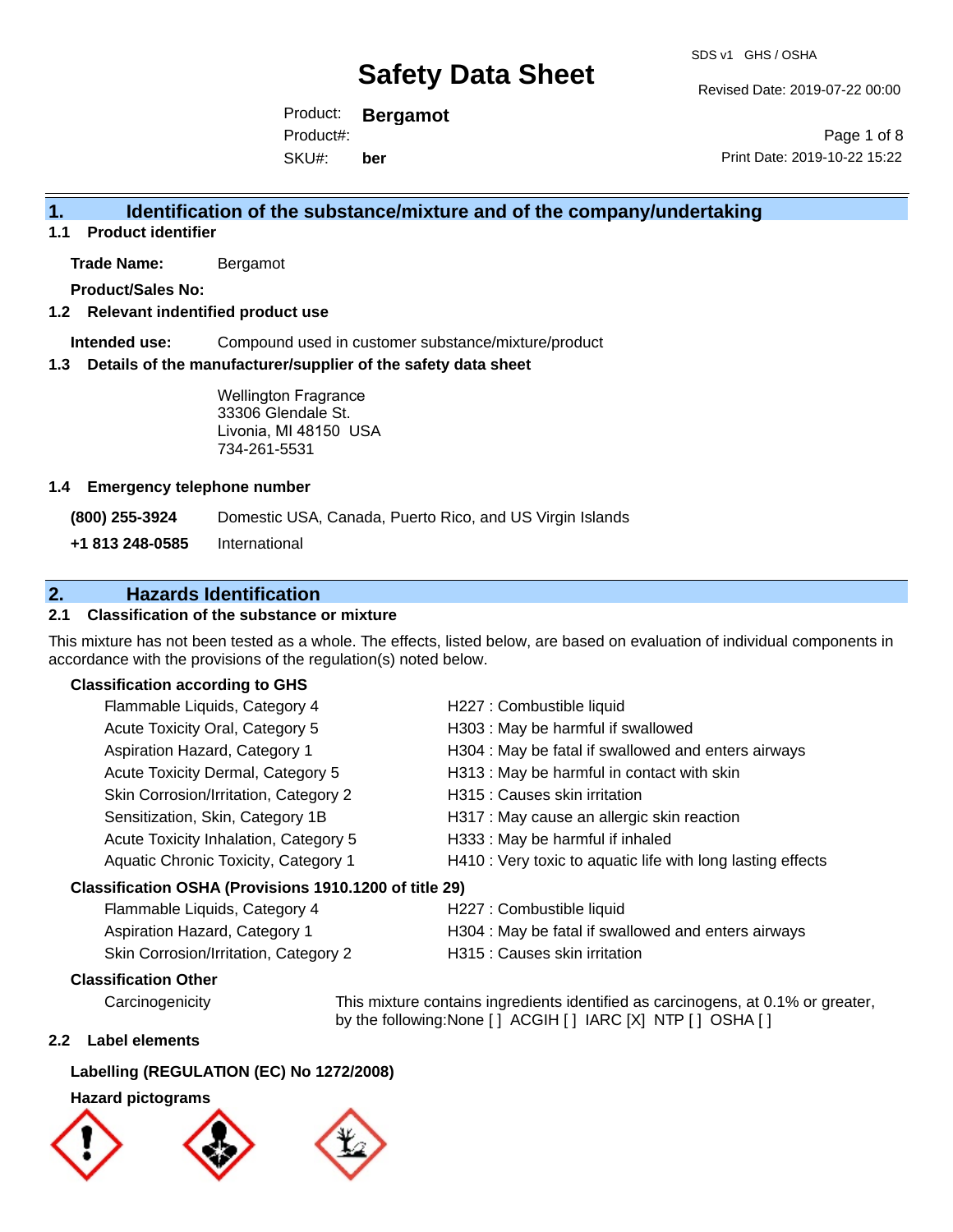# Safety Data Sheet

SDS v1 GHS / OSHA

Revised Date: 2019-07-22 00:00

Product: **Bergamot**
Product#:
SKU#: **ber**

Print Date: 2019-10-22 15:22

## 1. Identification of the substance/mixture and of the company/undertaking

### 1.1 Product identifier

**Trade Name:** Bergamot

**Product/Sales No:**

### 1.2 Relevant indentified product use

**Intended use:** Compound used in customer substance/mixture/product

### 1.3 Details of the manufacturer/supplier of the safety data sheet

Wellington Fragrance
33306 Glendale St.
Livonia, MI 48150 USA
734-261-5531

### 1.4 Emergency telephone number

**(800) 255-3924** Domestic USA, Canada, Puerto Rico, and US Virgin Islands

**+1 813 248-0585** International

## 2. Hazards Identification

### 2.1 Classification of the substance or mixture

This mixture has not been tested as a whole. The effects, listed below, are based on evaluation of individual components in accordance with the provisions of the regulation(s) noted below.

**Classification according to GHS**

| | |
|---|---|
| Flammable Liquids, Category 4 | H227 : Combustible liquid |
| Acute Toxicity Oral, Category 5 | H303 : May be harmful if swallowed |
| Aspiration Hazard, Category 1 | H304 : May be fatal if swallowed and enters airways |
| Acute Toxicity Dermal, Category 5 | H313 : May be harmful in contact with skin |
| Skin Corrosion/Irritation, Category 2 | H315 : Causes skin irritation |
| Sensitization, Skin, Category 1B | H317 : May cause an allergic skin reaction |
| Acute Toxicity Inhalation, Category 5 | H333 : May be harmful if inhaled |
| Aquatic Chronic Toxicity, Category 1 | H410 : Very toxic to aquatic life with long lasting effects |

**Classification OSHA (Provisions 1910.1200 of title 29)**

| | |
|---|---|
| Flammable Liquids, Category 4 | H227 : Combustible liquid |
| Aspiration Hazard, Category 1 | H304 : May be fatal if swallowed and enters airways |
| Skin Corrosion/Irritation, Category 2 | H315 : Causes skin irritation |

**Classification Other**

Carcinogenicity: This mixture contains ingredients identified as carcinogens, at 0.1% or greater, by the following:None [ ] ACGIH [ ] IARC [X] NTP [ ] OSHA [ ]

### 2.2 Label elements

**Labelling (REGULATION (EC) No 1272/2008)**

**Hazard pictograms**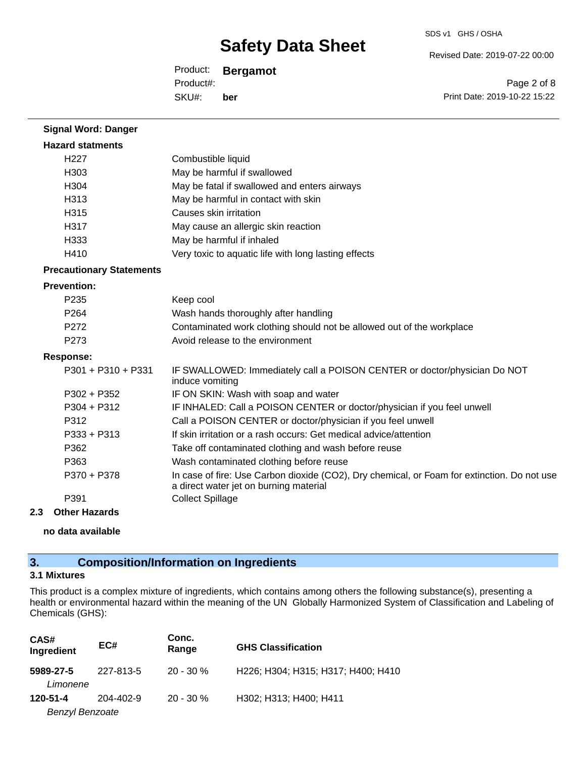**Signal Word: Danger**

**Hazard statments**

| | |
|---|---|
| H227 | Combustible liquid |
| H303 | May be harmful if swallowed |
| H304 | May be fatal if swallowed and enters airways |
| H313 | May be harmful in contact with skin |
| H315 | Causes skin irritation |
| H317 | May cause an allergic skin reaction |
| H333 | May be harmful if inhaled |
| H410 | Very toxic to aquatic life with long lasting effects |

**Precautionary Statements**

**Prevention:**

| | |
|---|---|
| P235 | Keep cool |
| P264 | Wash hands thoroughly after handling |
| P272 | Contaminated work clothing should not be allowed out of the workplace |
| P273 | Avoid release to the environment |

**Response:**

| | |
|---|---|
| P301 + P310 + P331 | IF SWALLOWED: Immediately call a POISON CENTER or doctor/physician Do NOT induce vomiting |
| P302 + P352 | IF ON SKIN: Wash with soap and water |
| P304 + P312 | IF INHALED: Call a POISON CENTER or doctor/physician if you feel unwell |
| P312 | Call a POISON CENTER or doctor/physician if you feel unwell |
| P333 + P313 | If skin irritation or a rash occurs: Get medical advice/attention |
| P362 | Take off contaminated clothing and wash before reuse |
| P363 | Wash contaminated clothing before reuse |
| P370 + P378 | In case of fire: Use Carbon dioxide ($CO_2$), Dry chemical, or Foam for extinction. Do not use a direct water jet on burning material |
| P391 | Collect Spillage |

### 2.3 Other Hazards

**no data available**

## 3. Composition/Information on Ingredients

### 3.1 Mixtures

This product is a complex mixture of ingredients, which contains among others the following substance(s), presenting a health or environmental hazard within the meaning of the UN Globally Harmonized System of Classification and Labeling of Chemicals (GHS):

| CAS# Ingredient | EC# | Conc. Range | GHS Classification |
|---|---|---|---|
| **5989-27-5** *Limonene* | 227-813-5 | 20 - 30 % | H226; H304; H315; H317; H400; H410 |
| **120-51-4** *Benzyl Benzoate* | 204-402-9 | 20 - 30 % | H302; H313; H400; H411 |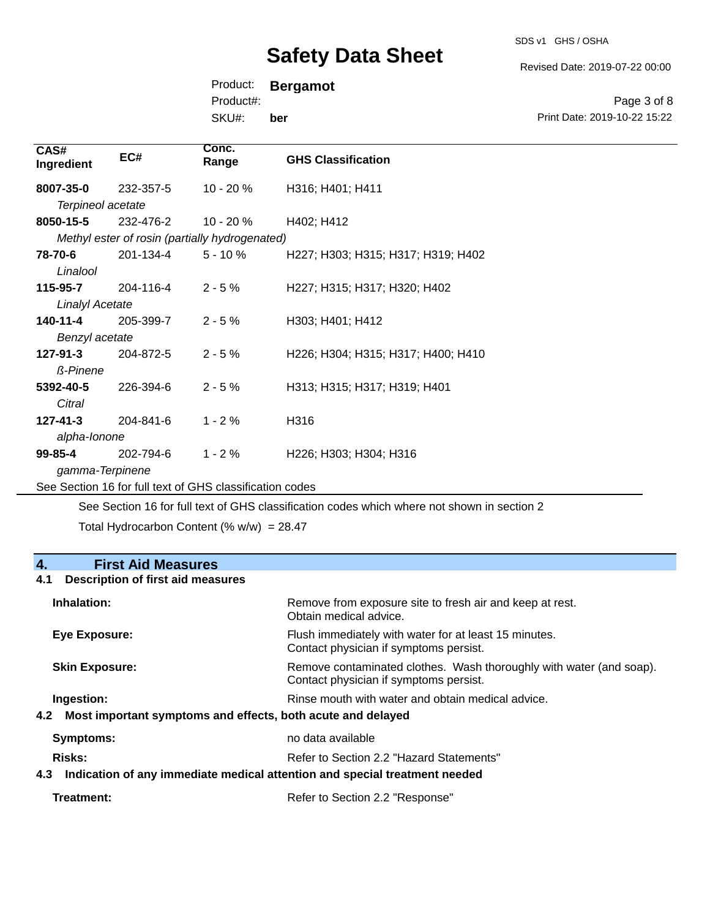| CAS# Ingredient | EC# | Conc. Range | GHS Classification |
|---|---|---|---|
| **8007-35-0** *Terpineol acetate* | 232-357-5 | 10 - 20 % | H316; H401; H411 |
| **8050-15-5** *Methyl ester of rosin (partially hydrogenated)* | 232-476-2 | 10 - 20 % | H402; H412 |
| **78-70-6** *Linalool* | 201-134-4 | 5 - 10 % | H227; H303; H315; H317; H319; H402 |
| **115-95-7** *Linalyl Acetate* | 204-116-4 | 2 - 5 % | H227; H315; H317; H320; H402 |
| **140-11-4** *Benzyl acetate* | 205-399-7 | 2 - 5 % | H303; H401; H412 |
| **127-91-3** *ß-Pinene* | 204-872-5 | 2 - 5 % | H226; H304; H315; H317; H400; H410 |
| **5392-40-5** *Citral* | 226-394-6 | 2 - 5 % | H313; H315; H317; H319; H401 |
| **127-41-3** *alpha-Ionone* | 204-841-6 | 1 - 2 % | H316 |
| **99-85-4** *gamma-Terpinene* | 202-794-6 | 1 - 2 % | H226; H303; H304; H316 |

See Section 16 for full text of GHS classification codes

See Section 16 for full text of GHS classification codes which where not shown in section 2

Total Hydrocarbon Content (% w/w) = 28.47

## 4. First Aid Measures

### 4.1 Description of first aid measures

**Inhalation:** Remove from exposure site to fresh air and keep at rest. Obtain medical advice.

**Eye Exposure:** Flush immediately with water for at least 15 minutes. Contact physician if symptoms persist.

**Skin Exposure:** Remove contaminated clothes. Wash thoroughly with water (and soap). Contact physician if symptoms persist.

**Ingestion:** Rinse mouth with water and obtain medical advice.

### 4.2 Most important symptoms and effects, both acute and delayed

**Symptoms:** no data available

**Risks:** Refer to Section 2.2 "Hazard Statements"

### 4.3 Indication of any immediate medical attention and special treatment needed

**Treatment:** Refer to Section 2.2 "Response"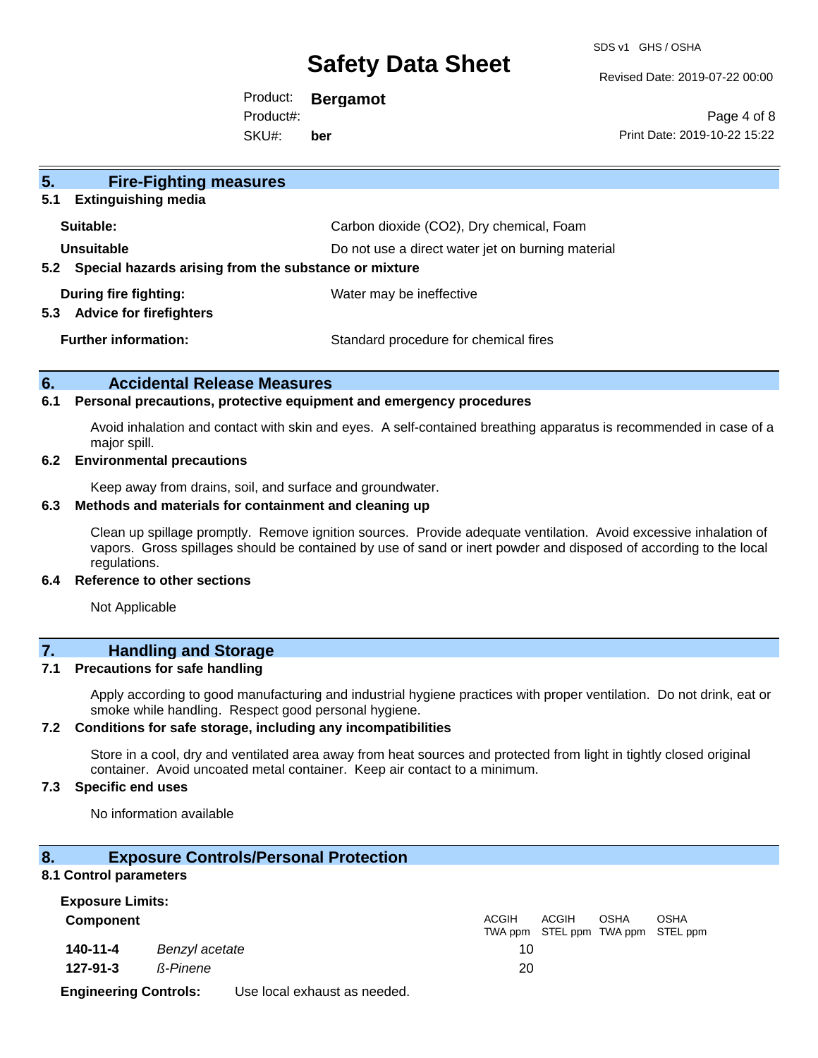## 5. Fire-Fighting measures

### 5.1 Extinguishing media

**Suitable:** Carbon dioxide ($CO_2$), Dry chemical, Foam

**Unsuitable** Do not use a direct water jet on burning material

### 5.2 Special hazards arising from the substance or mixture

**During fire fighting:** Water may be ineffective

### 5.3 Advice for firefighters

**Further information:** Standard procedure for chemical fires

## 6. Accidental Release Measures

### 6.1 Personal precautions, protective equipment and emergency procedures

Avoid inhalation and contact with skin and eyes. A self-contained breathing apparatus is recommended in case of a major spill.

### 6.2 Environmental precautions

Keep away from drains, soil, and surface and groundwater.

### 6.3 Methods and materials for containment and cleaning up

Clean up spillage promptly. Remove ignition sources. Provide adequate ventilation. Avoid excessive inhalation of vapors. Gross spillages should be contained by use of sand or inert powder and disposed of according to the local regulations.

### 6.4 Reference to other sections

Not Applicable

## 7. Handling and Storage

### 7.1 Precautions for safe handling

Apply according to good manufacturing and industrial hygiene practices with proper ventilation. Do not drink, eat or smoke while handling. Respect good personal hygiene.

### 7.2 Conditions for safe storage, including any incompatibilities

Store in a cool, dry and ventilated area away from heat sources and protected from light in tightly closed original container. Avoid uncoated metal container. Keep air contact to a minimum.

### 7.3 Specific end uses

No information available

## 8. Exposure Controls/Personal Protection

### 8.1 Control parameters

**Exposure Limits:**

| Component | | ACGIH TWA ppm | ACGIH STEL ppm | OSHA TWA ppm | OSHA STEL ppm |
|---|---|---|---|---|---|
| 140-11-4 | *Benzyl acetate* | 10 | | | |
| 127-91-3 | *ß-Pinene* | 20 | | | |

**Engineering Controls:** Use local exhaust as needed.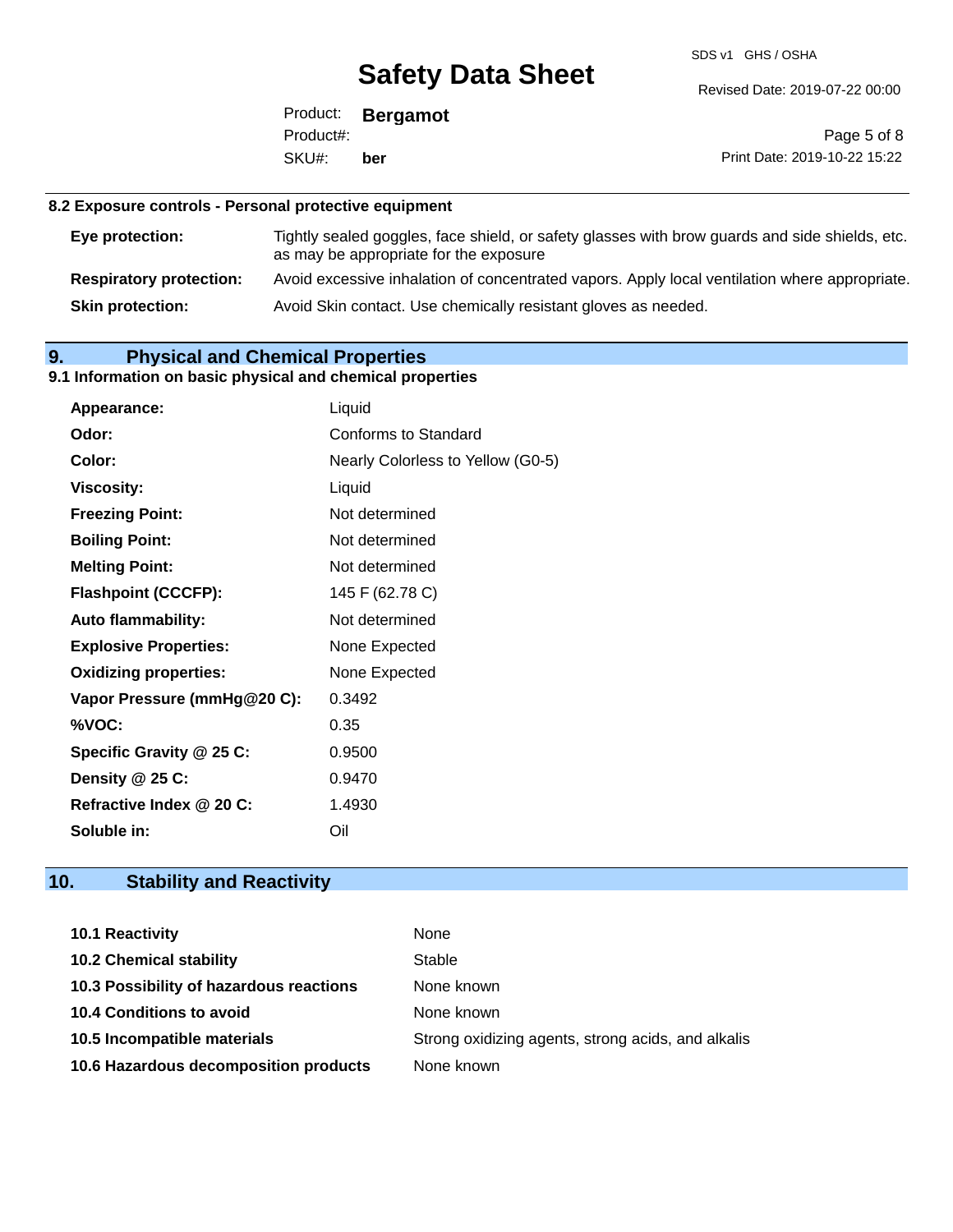### 8.2 Exposure controls - Personal protective equipment

| | |
|---|---|
| **Eye protection:** | Tightly sealed goggles, face shield, or safety glasses with brow guards and side shields, etc. as may be appropriate for the exposure |
| **Respiratory protection:** | Avoid excessive inhalation of concentrated vapors. Apply local ventilation where appropriate. |
| **Skin protection:** | Avoid Skin contact. Use chemically resistant gloves as needed. |

## 9. Physical and Chemical Properties

### 9.1 Information on basic physical and chemical properties

| | |
|---|---|
| **Appearance:** | Liquid |
| **Odor:** | Conforms to Standard |
| **Color:** | Nearly Colorless to Yellow (G0-5) |
| **Viscosity:** | Liquid |
| **Freezing Point:** | Not determined |
| **Boiling Point:** | Not determined |
| **Melting Point:** | Not determined |
| **Flashpoint (CCCFP):** | 145 F (62.78 C) |
| **Auto flammability:** | Not determined |
| **Explosive Properties:** | None Expected |
| **Oxidizing properties:** | None Expected |
| **Vapor Pressure (mmHg@20 C):** | 0.3492 |
| **%VOC:** | 0.35 |
| **Specific Gravity @ 25 C:** | 0.9500 |
| **Density @ 25 C:** | 0.9470 |
| **Refractive Index @ 20 C:** | 1.4930 |
| **Soluble in:** | Oil |

## 10. Stability and Reactivity

| | |
|---|---|
| **10.1 Reactivity** | None |
| **10.2 Chemical stability** | Stable |
| **10.3 Possibility of hazardous reactions** | None known |
| **10.4 Conditions to avoid** | None known |
| **10.5 Incompatible materials** | Strong oxidizing agents, strong acids, and alkalis |
| **10.6 Hazardous decomposition products** | None known |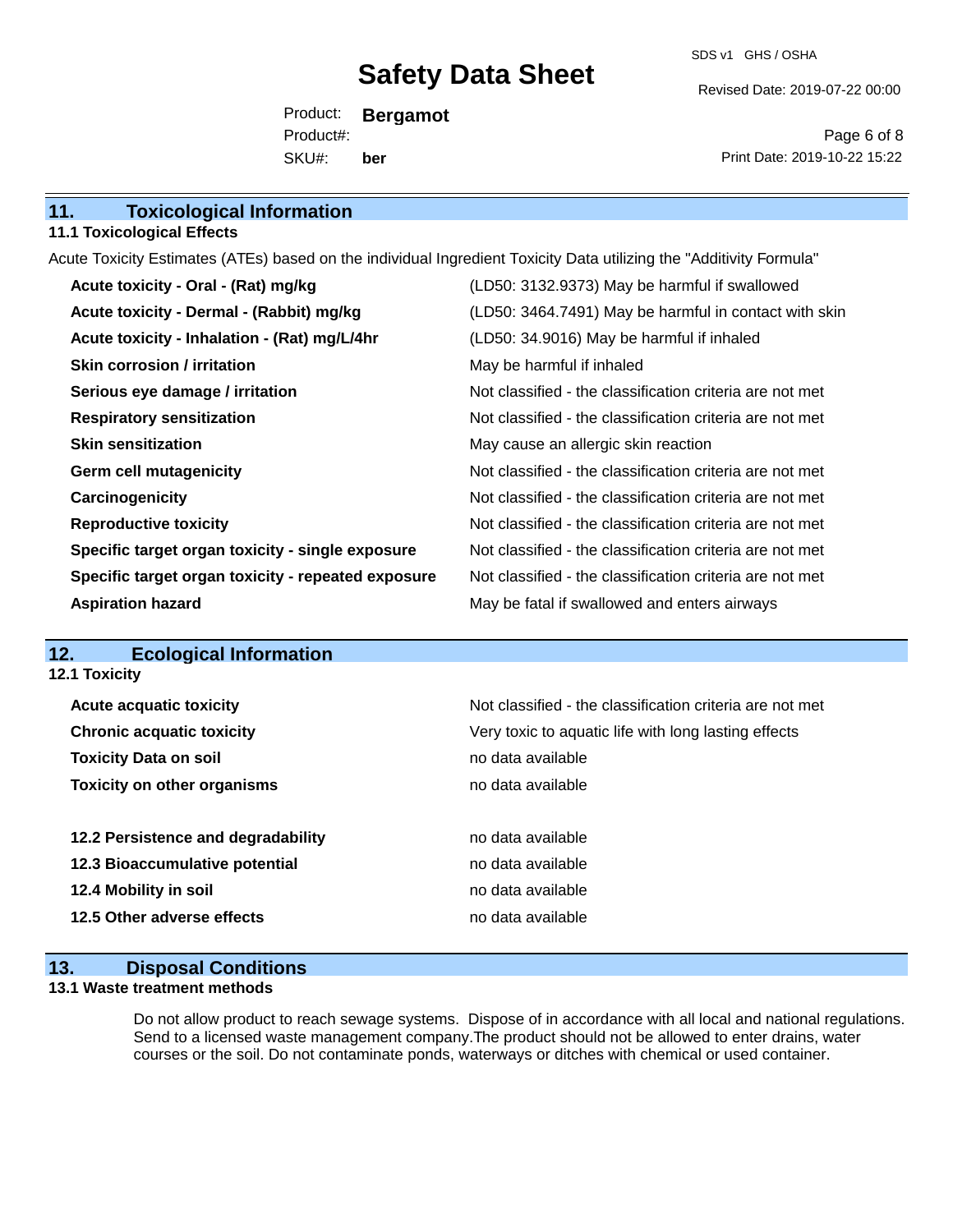## 11. Toxicological Information

### 11.1 Toxicological Effects

Acute Toxicity Estimates (ATEs) based on the individual Ingredient Toxicity Data utilizing the "Additivity Formula"

| | |
|---|---|
| **Acute toxicity - Oral - (Rat) mg/kg** | (LD50: 3132.9373) May be harmful if swallowed |
| **Acute toxicity - Dermal - (Rabbit) mg/kg** | (LD50: 3464.7491) May be harmful in contact with skin |
| **Acute toxicity - Inhalation - (Rat) mg/L/4hr** | (LD50: 34.9016) May be harmful if inhaled |
| **Skin corrosion / irritation** | May be harmful if inhaled |
| **Serious eye damage / irritation** | Not classified - the classification criteria are not met |
| **Respiratory sensitization** | Not classified - the classification criteria are not met |
| **Skin sensitization** | May cause an allergic skin reaction |
| **Germ cell mutagenicity** | Not classified - the classification criteria are not met |
| **Carcinogenicity** | Not classified - the classification criteria are not met |
| **Reproductive toxicity** | Not classified - the classification criteria are not met |
| **Specific target organ toxicity - single exposure** | Not classified - the classification criteria are not met |
| **Specific target organ toxicity - repeated exposure** | Not classified - the classification criteria are not met |
| **Aspiration hazard** | May be fatal if swallowed and enters airways |

## 12. Ecological Information

### 12.1 Toxicity

| | |
|---|---|
| **Acute acquatic toxicity** | Not classified - the classification criteria are not met |
| **Chronic acquatic toxicity** | Very toxic to aquatic life with long lasting effects |
| **Toxicity Data on soil** | no data available |
| **Toxicity on other organisms** | no data available |

| | |
|---|---|
| **12.2 Persistence and degradability** | no data available |
| **12.3 Bioaccumulative potential** | no data available |
| **12.4 Mobility in soil** | no data available |
| **12.5 Other adverse effects** | no data available |

## 13. Disposal Conditions

### 13.1 Waste treatment methods

Do not allow product to reach sewage systems. Dispose of in accordance with all local and national regulations. Send to a licensed waste management company.The product should not be allowed to enter drains, water courses or the soil. Do not contaminate ponds, waterways or ditches with chemical or used container.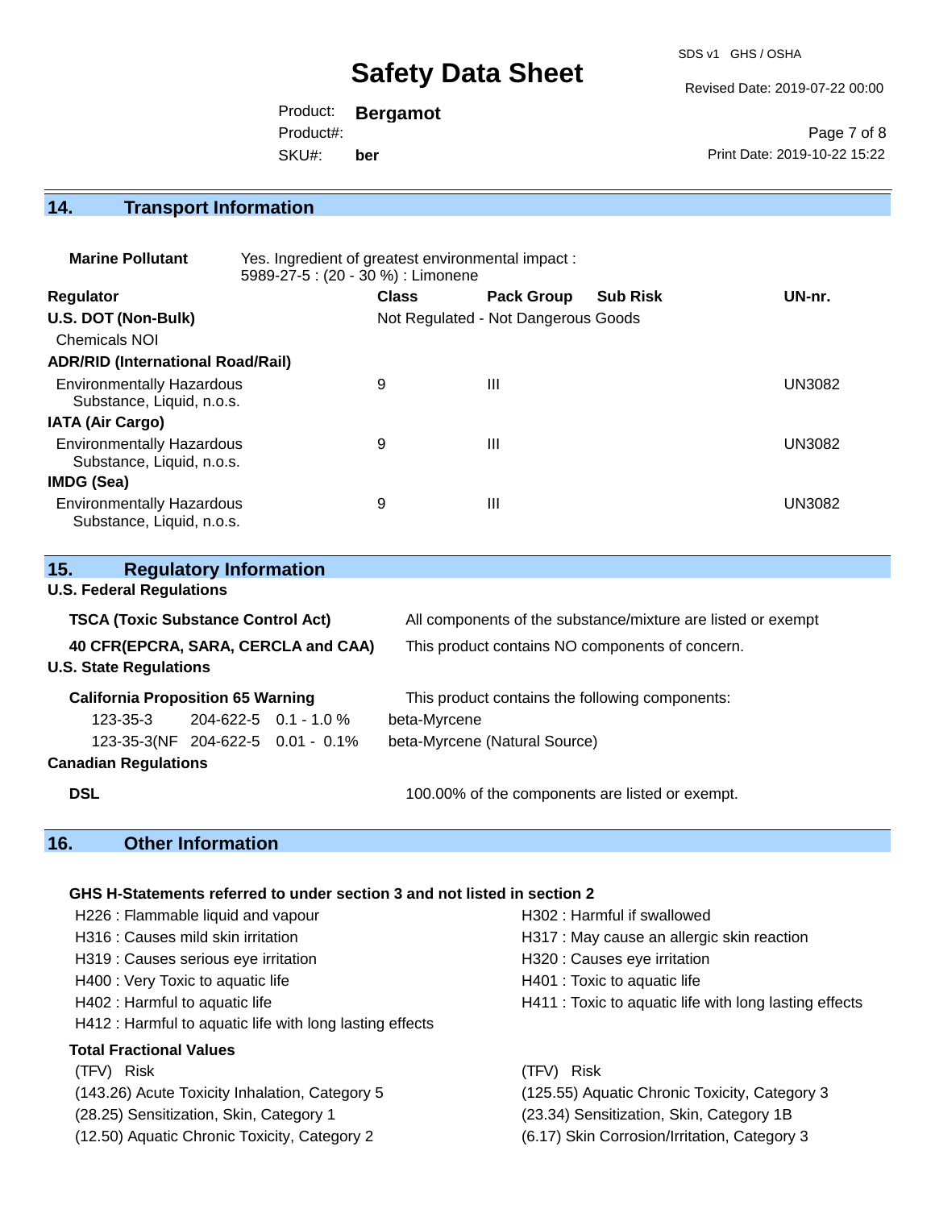## 14. Transport Information

**Marine Pollutant** Yes. Ingredient of greatest environmental impact : 5989-27-5 : (20 - 30 %) : Limonene

| Regulator | Class | Pack Group | Sub Risk | UN-nr. |
|---|---|---|---|---|
| **U.S. DOT (Non-Bulk)** | Not Regulated - Not Dangerous Goods | | | |
| Chemicals NOI | | | | |
| **ADR/RID (International Road/Rail)** | | | | |
| Environmentally Hazardous Substance, Liquid, n.o.s. | 9 | III | | UN3082 |
| **IATA (Air Cargo)** | | | | |
| Environmentally Hazardous Substance, Liquid, n.o.s. | 9 | III | | UN3082 |
| **IMDG (Sea)** | | | | |
| Environmentally Hazardous Substance, Liquid, n.o.s. | 9 | III | | UN3082 |

## 15. Regulatory Information

**U.S. Federal Regulations**

**TSCA (Toxic Substance Control Act)** All components of the substance/mixture are listed or exempt

**40 CFR(EPCRA, SARA, CERCLA and CAA)** This product contains NO components of concern.

**U.S. State Regulations**

**California Proposition 65 Warning** This product contains the following components:

| | | | |
|---|---|---|---|
| 123-35-3 | 204-622-5 | 0.1 - 1.0 % | beta-Myrcene |
| 123-35-3(NF | 204-622-5 | 0.01 - 0.1% | beta-Myrcene (Natural Source) |

**Canadian Regulations**

**DSL** 100.00% of the components are listed or exempt.

## 16. Other Information

**GHS H-Statements referred to under section 3 and not listed in section 2**

H226 : Flammable liquid and vapour
H302 : Harmful if swallowed
H316 : Causes mild skin irritation
H317 : May cause an allergic skin reaction
H319 : Causes serious eye irritation
H320 : Causes eye irritation
H400 : Very Toxic to aquatic life
H401 : Toxic to aquatic life
H402 : Harmful to aquatic life
H411 : Toxic to aquatic life with long lasting effects
H412 : Harmful to aquatic life with long lasting effects

**Total Fractional Values**

(TFV) Risk
(143.26) Acute Toxicity Inhalation, Category 5
(28.25) Sensitization, Skin, Category 1
(12.50) Aquatic Chronic Toxicity, Category 2

(TFV) Risk
(125.55) Aquatic Chronic Toxicity, Category 3
(23.34) Sensitization, Skin, Category 1B
(6.17) Skin Corrosion/Irritation, Category 3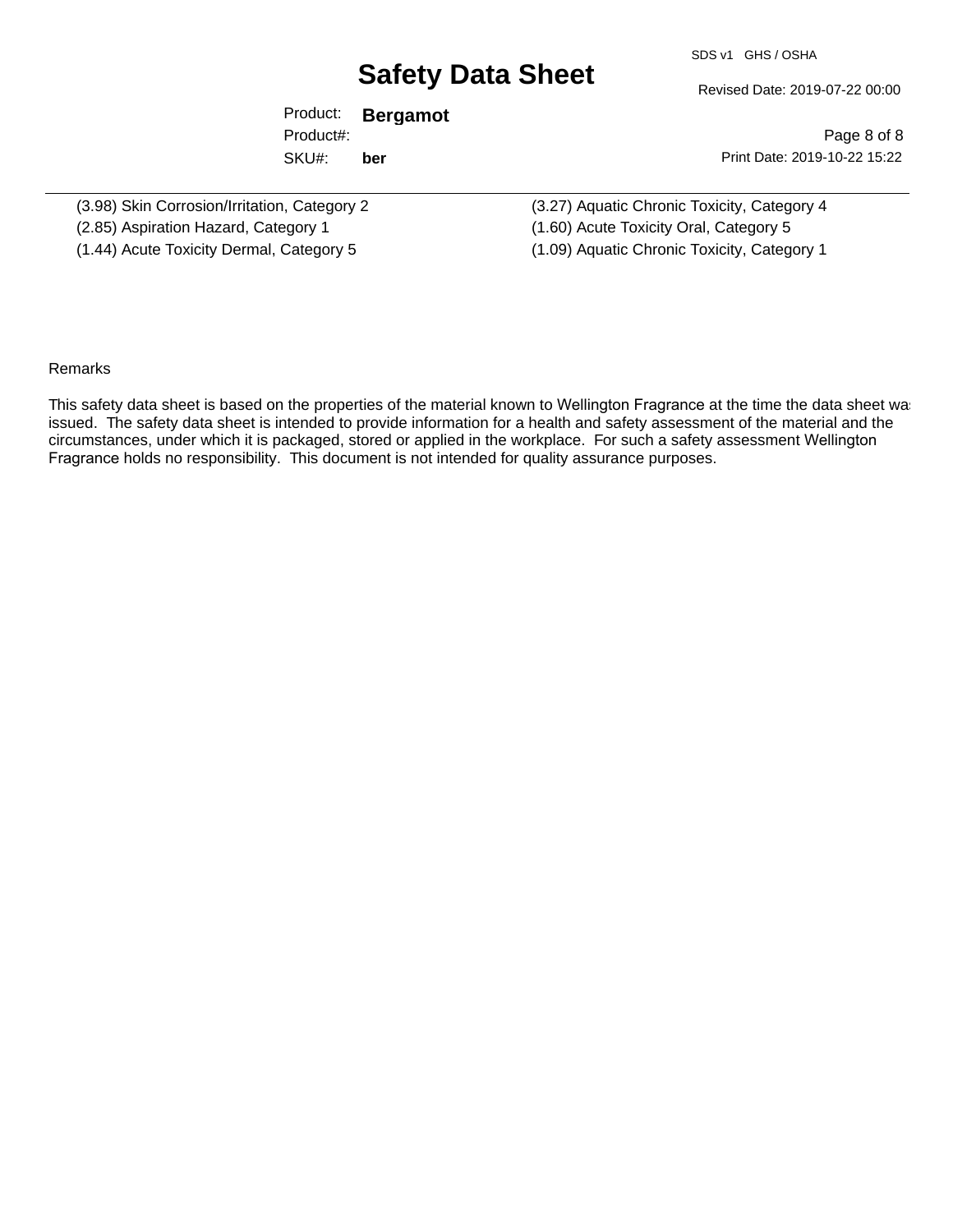(3.98) Skin Corrosion/Irritation, Category 2

(2.85) Aspiration Hazard, Category 1

(1.44) Acute Toxicity Dermal, Category 5

(3.27) Aquatic Chronic Toxicity, Category 4

(1.60) Acute Toxicity Oral, Category 5

(1.09) Aquatic Chronic Toxicity, Category 1

Remarks

This safety data sheet is based on the properties of the material known to Wellington Fragrance at the time the data sheet was issued. The safety data sheet is intended to provide information for a health and safety assessment of the material and the circumstances, under which it is packaged, stored or applied in the workplace. For such a safety assessment Wellington Fragrance holds no responsibility. This document is not intended for quality assurance purposes.